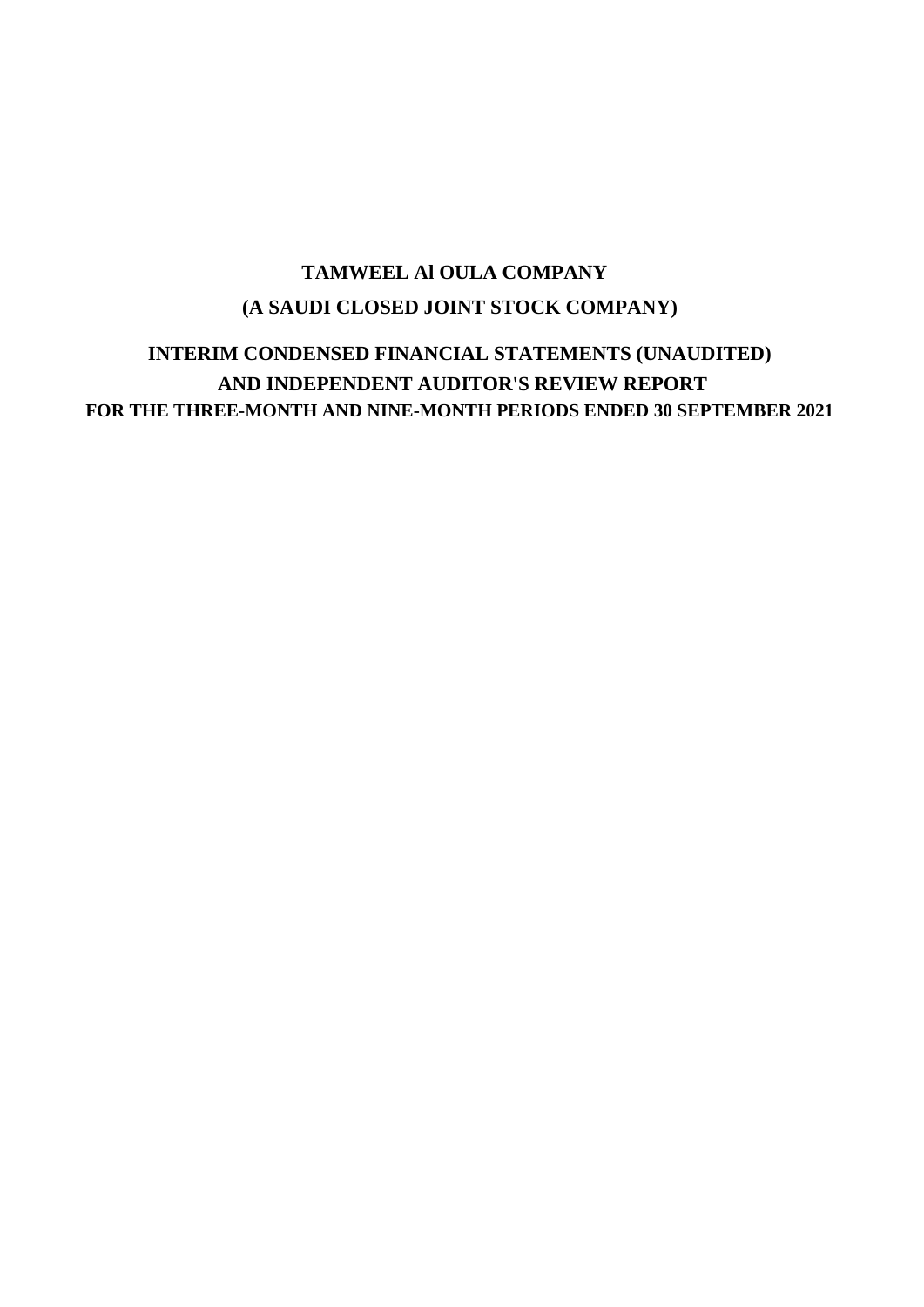# TAMWEEL Al OULA COMPANY

## (A SAUDI CLOSED JOINT STOCK COMPANY)

## INTERIM CONDENSED FINANCIAL STATEMENTS (UNAUDITED) AND INDEPENDENT AUDITOR'S REVIEW REPORT

### FOR THE THREE-MONTH AND NINE-MONTH PERIODS ENDED 30 SEPTEMBER 2021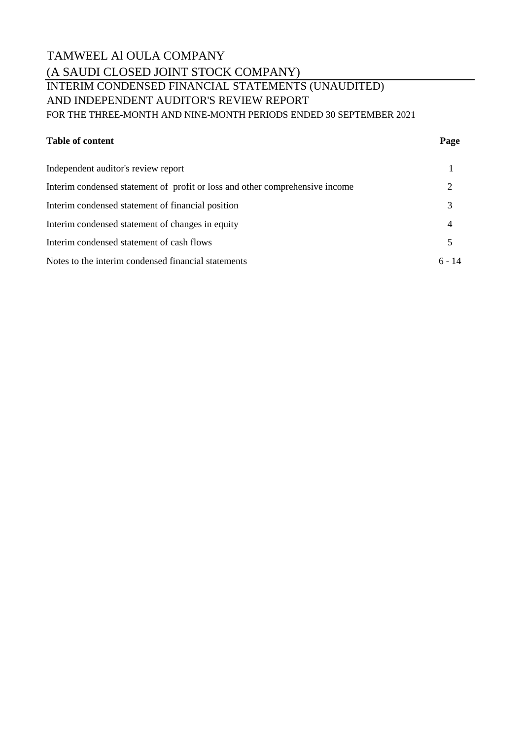# TAMWEEL Al OULA COMPANY

## (A SAUDI CLOSED JOINT STOCK COMPANY)

## INTERIM CONDENSED FINANCIAL STATEMENTS (UNAUDITED) AND INDEPENDENT AUDITOR'S REVIEW REPORT

FOR THE THREE-MONTH AND NINE-MONTH PERIODS ENDED 30 SEPTEMBER 2021

| **Table of content** | **Page** |
|---|---|
| Independent auditor's review report | 1 |
| Interim condensed statement of profit or loss and other comprehensive income | 2 |
| Interim condensed statement of financial position | 3 |
| Interim condensed statement of changes in equity | 4 |
| Interim condensed statement of cash flows | 5 |
| Notes to the interim condensed financial statements | 6 - 14 |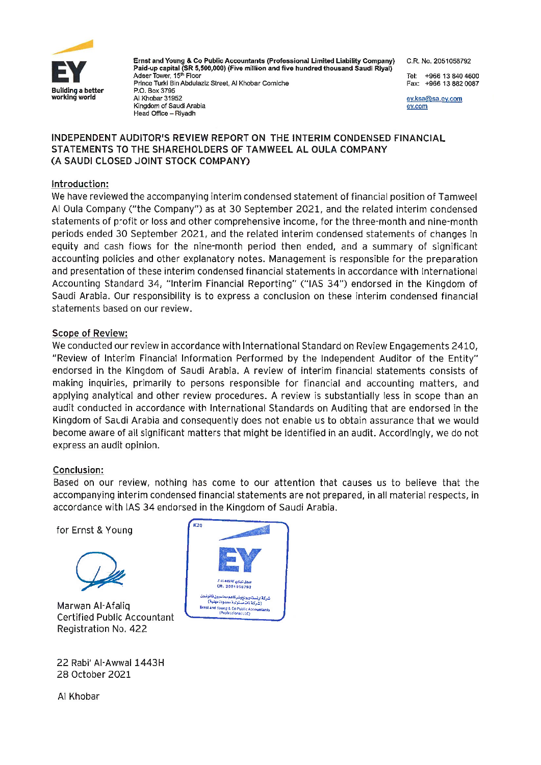Ernst and Young & Co Public Accountants (Professional Limited Liability Company)
Paid-up capital (SR 5,500,000) (Five million and five hundred thousand Saudi Riyal)
Adeer Tower, 15th Floor
Prince Turki Bin Abdulaziz Street, Al Khobar Corniche
P.O. Box 3795
Al Khobar 31952
Kingdom of Saudi Arabia
Head Office – Riyadh

C.R. No. 2051058792

Tel: +966 13 840 4600
Fax: +966 13 882 0087

ey.ksa@sa.ey.com
ey.com

## INDEPENDENT AUDITOR'S REVIEW REPORT ON THE INTERIM CONDENSED FINANCIAL STATEMENTS TO THE SHAREHOLDERS OF TAMWEEL AL OULA COMPANY (A SAUDI CLOSED JOINT STOCK COMPANY)

### Introduction:

We have reviewed the accompanying interim condensed statement of financial position of Tamweel Al Oula Company ("the Company") as at 30 September 2021, and the related interim condensed statements of profit or loss and other comprehensive income, for the three-month and nine-month periods ended 30 September 2021, and the related interim condensed statements of changes in equity and cash flows for the nine-month period then ended, and a summary of significant accounting policies and other explanatory notes. Management is responsible for the preparation and presentation of these interim condensed financial statements in accordance with International Accounting Standard 34, "Interim Financial Reporting" ("IAS 34") endorsed in the Kingdom of Saudi Arabia. Our responsibility is to express a conclusion on these interim condensed financial statements based on our review.

### Scope of Review:

We conducted our review in accordance with International Standard on Review Engagements 2410, "Review of Interim Financial Information Performed by the Independent Auditor of the Entity" endorsed in the Kingdom of Saudi Arabia. A review of interim financial statements consists of making inquiries, primarily to persons responsible for financial and accounting matters, and applying analytical and other review procedures. A review is substantially less in scope than an audit conducted in accordance with International Standards on Auditing that are endorsed in the Kingdom of Saudi Arabia and consequently does not enable us to obtain assurance that we would become aware of all significant matters that might be identified in an audit. Accordingly, we do not express an audit opinion.

### Conclusion:

Based on our review, nothing has come to our attention that causes us to believe that the accompanying interim condensed financial statements are not prepared, in all material respects, in accordance with IAS 34 endorsed in the Kingdom of Saudi Arabia.

for Ernst & Young

Marwan Al-Afaliq
Certified Public Accountant
Registration No. 422

22 Rabi' Al-Awwal 1443H
28 October 2021

Al Khobar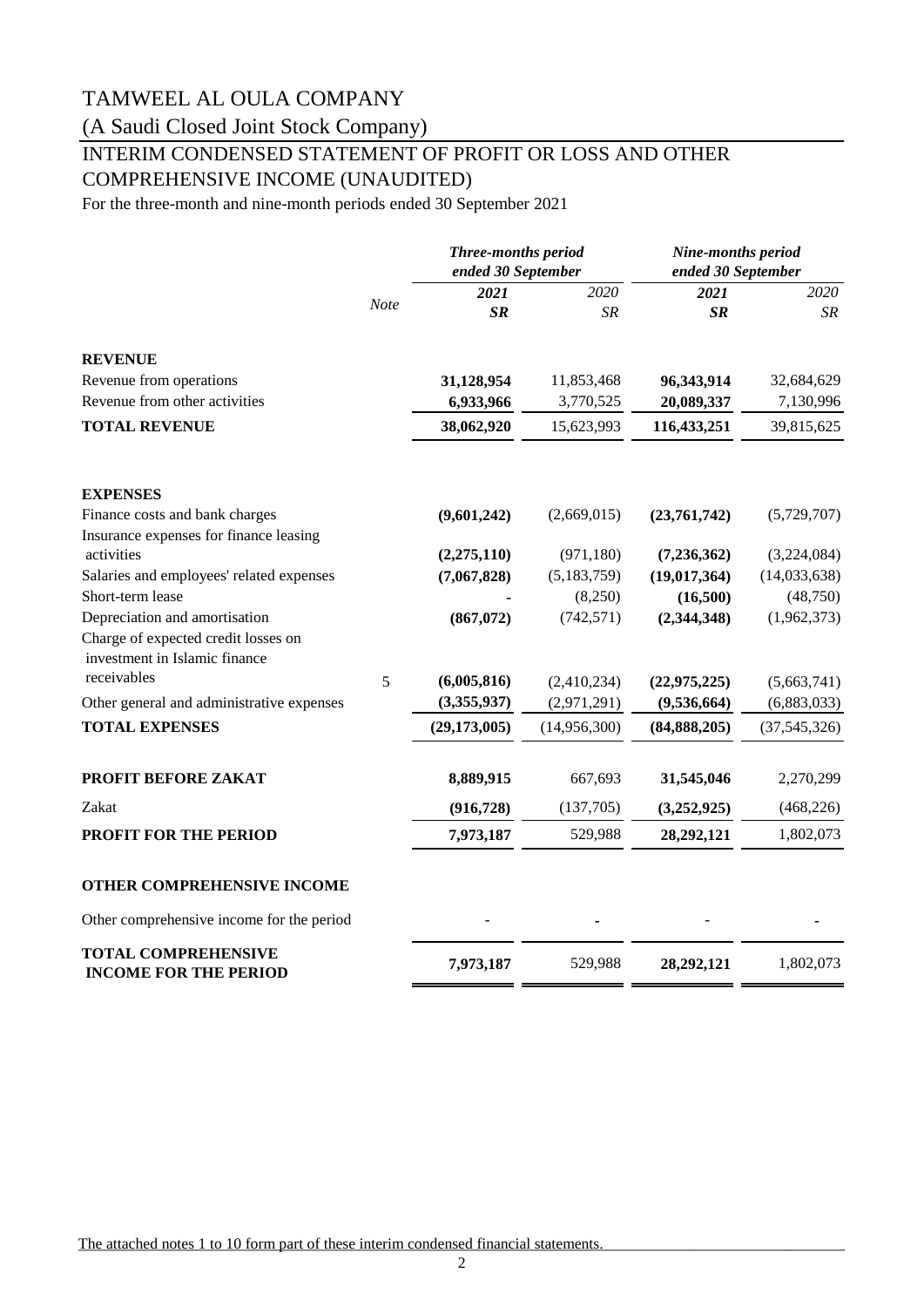# TAMWEEL AL OULA COMPANY

(A Saudi Closed Joint Stock Company)

## INTERIM CONDENSED STATEMENT OF PROFIT OR LOSS AND OTHER COMPREHENSIVE INCOME (UNAUDITED)

For the three-month and nine-month periods ended 30 September 2021

| | *Note* | ***Three-months period ended 30 September*** | | ***Nine-months period ended 30 September*** | |
|---|---|---|---|---|---|
| | | ***2021*** | *2020* | ***2021*** | *2020* |
| | | ***SR*** | *SR* | ***SR*** | *SR* |
| **REVENUE** | | | | | |
| Revenue from operations | | **31,128,954** | 11,853,468 | **96,343,914** | 32,684,629 |
| Revenue from other activities | | **6,933,966** | 3,770,525 | **20,089,337** | 7,130,996 |
| **TOTAL REVENUE** | | **38,062,920** | 15,623,993 | **116,433,251** | 39,815,625 |
| **EXPENSES** | | | | | |
| Finance costs and bank charges | | **(9,601,242)** | (2,669,015) | **(23,761,742)** | (5,729,707) |
| Insurance expenses for finance leasing activities | | **(2,275,110)** | (971,180) | **(7,236,362)** | (3,224,084) |
| Salaries and employees' related expenses | | **(7,067,828)** | (5,183,759) | **(19,017,364)** | (14,033,638) |
| Short-term lease | | **-** | (8,250) | **(16,500)** | (48,750) |
| Depreciation and amortisation | | **(867,072)** | (742,571) | **(2,344,348)** | (1,962,373) |
| Charge of expected credit losses on investment in Islamic finance receivables | 5 | **(6,005,816)** | (2,410,234) | **(22,975,225)** | (5,663,741) |
| Other general and administrative expenses | | **(3,355,937)** | (2,971,291) | **(9,536,664)** | (6,883,033) |
| **TOTAL EXPENSES** | | **(29,173,005)** | (14,956,300) | **(84,888,205)** | (37,545,326) |
| **PROFIT BEFORE ZAKAT** | | **8,889,915** | 667,693 | **31,545,046** | 2,270,299 |
| Zakat | | **(916,728)** | (137,705) | **(3,252,925)** | (468,226) |
| **PROFIT FOR THE PERIOD** | | **7,973,187** | 529,988 | **28,292,121** | 1,802,073 |
| **OTHER COMPREHENSIVE INCOME** | | | | | |
| Other comprehensive income for the period | | - | - | - | - |
| **TOTAL COMPREHENSIVE INCOME FOR THE PERIOD** | | **7,973,187** | 529,988 | **28,292,121** | 1,802,073 |

The attached notes 1 to 10 form part of these interim condensed financial statements.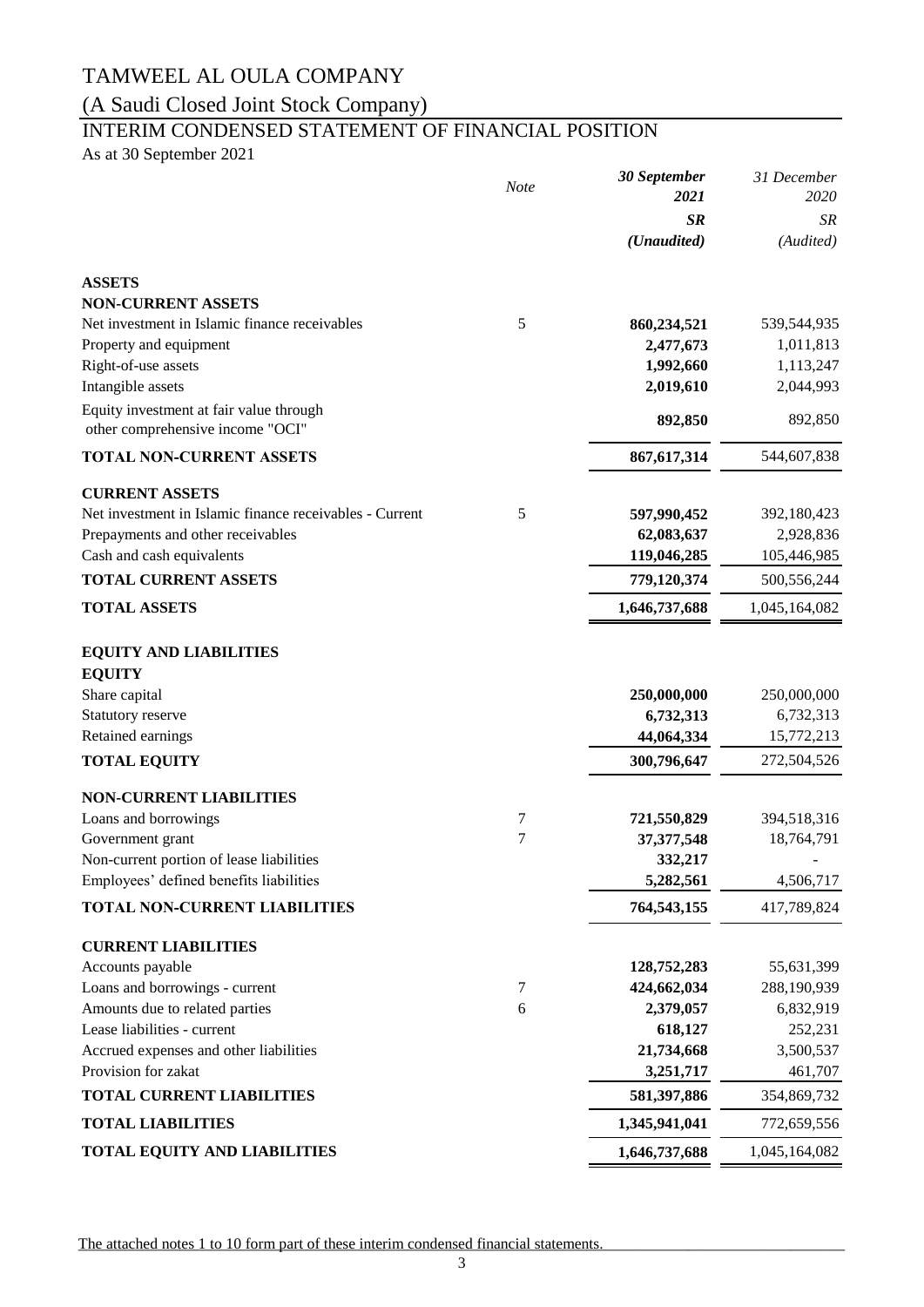# TAMWEEL AL OULA COMPANY

## (A Saudi Closed Joint Stock Company)

## INTERIM CONDENSED STATEMENT OF FINANCIAL POSITION

As at 30 September 2021

| | Note | *30 September 2021* | *31 December 2020* |
|---|---|---|---|
| | | ***SR*** | *SR* |
| | | ***(Unaudited)*** | *(Audited)* |
| **ASSETS** | | | |
| **NON-CURRENT ASSETS** | | | |
| Net investment in Islamic finance receivables | 5 | **860,234,521** | 539,544,935 |
| Property and equipment | | **2,477,673** | 1,011,813 |
| Right-of-use assets | | **1,992,660** | 1,113,247 |
| Intangible assets | | **2,019,610** | 2,044,993 |
| Equity investment at fair value through other comprehensive income "OCI" | | **892,850** | 892,850 |
| **TOTAL NON-CURRENT ASSETS** | | **867,617,314** | 544,607,838 |
| **CURRENT ASSETS** | | | |
| Net investment in Islamic finance receivables - Current | 5 | **597,990,452** | 392,180,423 |
| Prepayments and other receivables | | **62,083,637** | 2,928,836 |
| Cash and cash equivalents | | **119,046,285** | 105,446,985 |
| **TOTAL CURRENT ASSETS** | | **779,120,374** | 500,556,244 |
| **TOTAL ASSETS** | | **1,646,737,688** | 1,045,164,082 |
| **EQUITY AND LIABILITIES** | | | |
| **EQUITY** | | | |
| Share capital | | **250,000,000** | 250,000,000 |
| Statutory reserve | | **6,732,313** | 6,732,313 |
| Retained earnings | | **44,064,334** | 15,772,213 |
| **TOTAL EQUITY** | | **300,796,647** | 272,504,526 |
| **NON-CURRENT LIABILITIES** | | | |
| Loans and borrowings | 7 | **721,550,829** | 394,518,316 |
| Government grant | 7 | **37,377,548** | 18,764,791 |
| Non-current portion of lease liabilities | | **332,217** | - |
| Employees' defined benefits liabilities | | **5,282,561** | 4,506,717 |
| **TOTAL NON-CURRENT LIABILITIES** | | **764,543,155** | 417,789,824 |
| **CURRENT LIABILITIES** | | | |
| Accounts payable | | **128,752,283** | 55,631,399 |
| Loans and borrowings - current | 7 | **424,662,034** | 288,190,939 |
| Amounts due to related parties | 6 | **2,379,057** | 6,832,919 |
| Lease liabilities - current | | **618,127** | 252,231 |
| Accrued expenses and other liabilities | | **21,734,668** | 3,500,537 |
| Provision for zakat | | **3,251,717** | 461,707 |
| **TOTAL CURRENT LIABILITIES** | | **581,397,886** | 354,869,732 |
| **TOTAL LIABILITIES** | | **1,345,941,041** | 772,659,556 |
| **TOTAL EQUITY AND LIABILITIES** | | **1,646,737,688** | 1,045,164,082 |

The attached notes 1 to 10 form part of these interim condensed financial statements.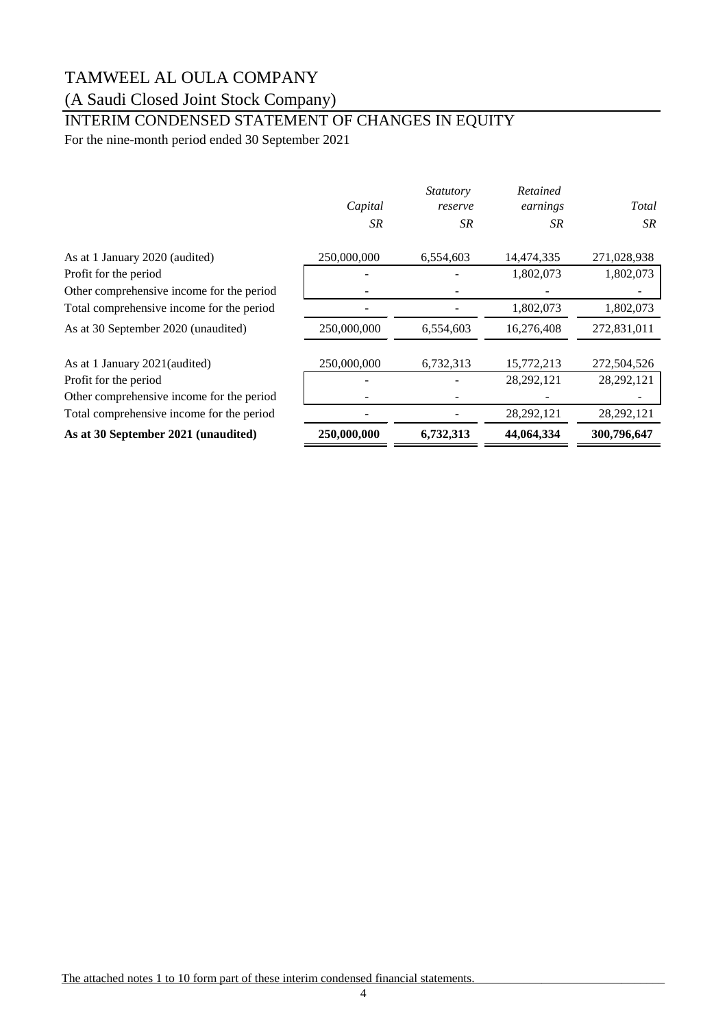# TAMWEEL AL OULA COMPANY

## (A Saudi Closed Joint Stock Company)

## INTERIM CONDENSED STATEMENT OF CHANGES IN EQUITY

For the nine-month period ended 30 September 2021

| | *Capital* | *Statutory reserve* | *Retained earnings* | *Total* |
|---|---|---|---|---|
| | *SR* | *SR* | *SR* | *SR* |
| As at 1 January 2020 (audited) | 250,000,000 | 6,554,603 | 14,474,335 | 271,028,938 |
| Profit for the period | - | - | 1,802,073 | 1,802,073 |
| Other comprehensive income for the period | - | - | - | - |
| Total comprehensive income for the period | - | - | 1,802,073 | 1,802,073 |
| As at 30 September 2020 (unaudited) | 250,000,000 | 6,554,603 | 16,276,408 | 272,831,011 |
| | | | | |
| As at 1 January 2021(audited) | 250,000,000 | 6,732,313 | 15,772,213 | 272,504,526 |
| Profit for the period | - | - | 28,292,121 | 28,292,121 |
| Other comprehensive income for the period | - | - | - | - |
| Total comprehensive income for the period | - | - | 28,292,121 | 28,292,121 |
| **As at 30 September 2021 (unaudited)** | **250,000,000** | **6,732,313** | **44,064,334** | **300,796,647** |

The attached notes 1 to 10 form part of these interim condensed financial statements.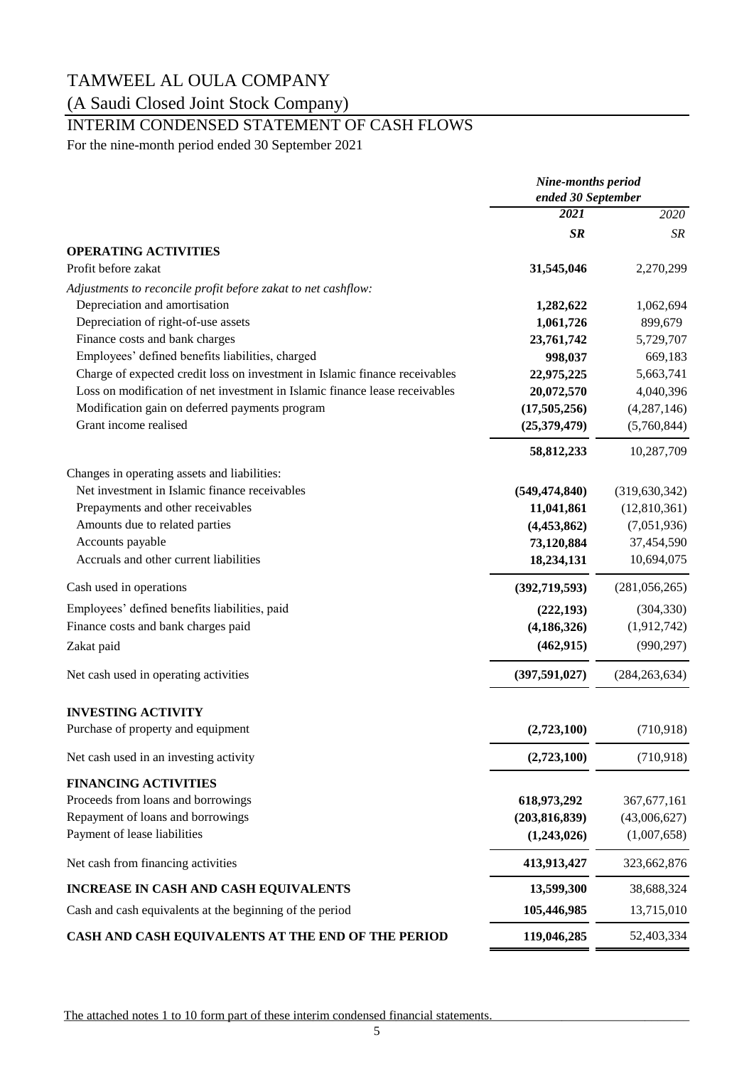# TAMWEEL AL OULA COMPANY

(A Saudi Closed Joint Stock Company)

## INTERIM CONDENSED STATEMENT OF CASH FLOWS

For the nine-month period ended 30 September 2021

| | *Nine-months period ended 30 September* | |
|---|---|---|
| | ***2021*** | *2020* |
| | ***SR*** | *SR* |
| **OPERATING ACTIVITIES** | | |
| Profit before zakat | **31,545,046** | 2,270,299 |
| *Adjustments to reconcile profit before zakat to net cashflow:* | | |
| Depreciation and amortisation | **1,282,622** | 1,062,694 |
| Depreciation of right-of-use assets | **1,061,726** | 899,679 |
| Finance costs and bank charges | **23,761,742** | 5,729,707 |
| Employees' defined benefits liabilities, charged | **998,037** | 669,183 |
| Charge of expected credit loss on investment in Islamic finance receivables | **22,975,225** | 5,663,741 |
| Loss on modification of net investment in Islamic finance lease receivables | **20,072,570** | 4,040,396 |
| Modification gain on deferred payments program | **(17,505,256)** | (4,287,146) |
| Grant income realised | **(25,379,479)** | (5,760,844) |
| | **58,812,233** | 10,287,709 |
| Changes in operating assets and liabilities: | | |
| Net investment in Islamic finance receivables | **(549,474,840)** | (319,630,342) |
| Prepayments and other receivables | **11,041,861** | (12,810,361) |
| Amounts due to related parties | **(4,453,862)** | (7,051,936) |
| Accounts payable | **73,120,884** | 37,454,590 |
| Accruals and other current liabilities | **18,234,131** | 10,694,075 |
| Cash used in operations | **(392,719,593)** | (281,056,265) |
| Employees' defined benefits liabilities, paid | **(222,193)** | (304,330) |
| Finance costs and bank charges paid | **(4,186,326)** | (1,912,742) |
| Zakat paid | **(462,915)** | (990,297) |
| Net cash used in operating activities | **(397,591,027)** | (284,263,634) |
| **INVESTING ACTIVITY** | | |
| Purchase of property and equipment | **(2,723,100)** | (710,918) |
| Net cash used in an investing activity | **(2,723,100)** | (710,918) |
| **FINANCING ACTIVITIES** | | |
| Proceeds from loans and borrowings | **618,973,292** | 367,677,161 |
| Repayment of loans and borrowings | **(203,816,839)** | (43,006,627) |
| Payment of lease liabilities | **(1,243,026)** | (1,007,658) |
| Net cash from financing activities | **413,913,427** | 323,662,876 |
| **INCREASE IN CASH AND CASH EQUIVALENTS** | **13,599,300** | 38,688,324 |
| Cash and cash equivalents at the beginning of the period | **105,446,985** | 13,715,010 |
| **CASH AND CASH EQUIVALENTS AT THE END OF THE PERIOD** | **119,046,285** | 52,403,334 |

The attached notes 1 to 10 form part of these interim condensed financial statements.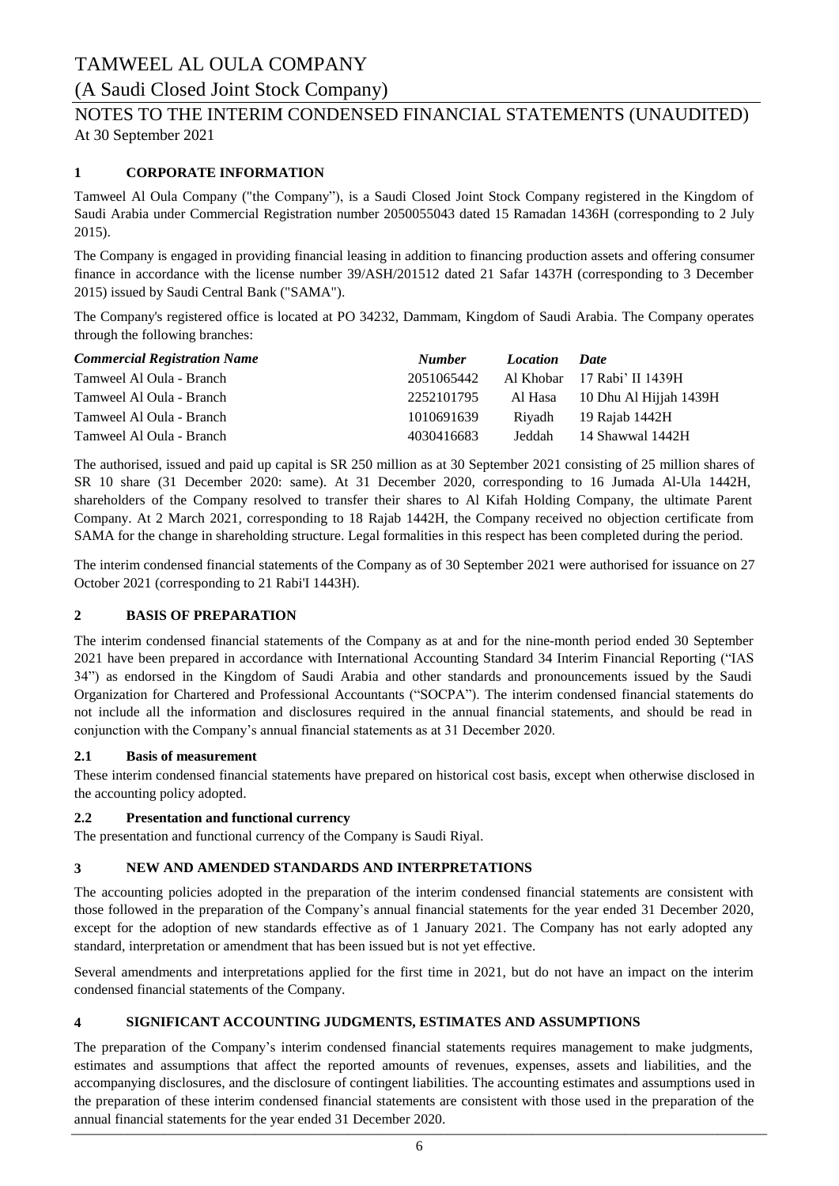# TAMWEEL AL OULA COMPANY

(A Saudi Closed Joint Stock Company)

NOTES TO THE INTERIM CONDENSED FINANCIAL STATEMENTS (UNAUDITED)

At 30 September 2021

## 1 CORPORATE INFORMATION

Tamweel Al Oula Company ("the Company"), is a Saudi Closed Joint Stock Company registered in the Kingdom of Saudi Arabia under Commercial Registration number 2050055043 dated 15 Ramadan 1436H (corresponding to 2 July 2015).

The Company is engaged in providing financial leasing in addition to financing production assets and offering consumer finance in accordance with the license number 39/ASH/201512 dated 21 Safar 1437H (corresponding to 3 December 2015) issued by Saudi Central Bank ("SAMA").

The Company's registered office is located at PO 34232, Dammam, Kingdom of Saudi Arabia. The Company operates through the following branches:

| *Commercial Registration Name* | *Number* | *Location* | *Date* |
|---|---|---|---|
| Tamweel Al Oula - Branch | 2051065442 | Al Khobar | 17 Rabi' II 1439H |
| Tamweel Al Oula - Branch | 2252101795 | Al Hasa | 10 Dhu Al Hijjah 1439H |
| Tamweel Al Oula - Branch | 1010691639 | Riyadh | 19 Rajab 1442H |
| Tamweel Al Oula - Branch | 4030416683 | Jeddah | 14 Shawwal 1442H |

The authorised, issued and paid up capital is SR 250 million as at 30 September 2021 consisting of 25 million shares of SR 10 share (31 December 2020: same). At 31 December 2020, corresponding to 16 Jumada Al-Ula 1442H, shareholders of the Company resolved to transfer their shares to Al Kifah Holding Company, the ultimate Parent Company. At 2 March 2021, corresponding to 18 Rajab 1442H, the Company received no objection certificate from SAMA for the change in shareholding structure. Legal formalities in this respect has been completed during the period.

The interim condensed financial statements of the Company as of 30 September 2021 were authorised for issuance on 27 October 2021 (corresponding to 21 Rabi'I 1443H).

## 2 BASIS OF PREPARATION

The interim condensed financial statements of the Company as at and for the nine-month period ended 30 September 2021 have been prepared in accordance with International Accounting Standard 34 Interim Financial Reporting ("IAS 34") as endorsed in the Kingdom of Saudi Arabia and other standards and pronouncements issued by the Saudi Organization for Chartered and Professional Accountants ("SOCPA"). The interim condensed financial statements do not include all the information and disclosures required in the annual financial statements, and should be read in conjunction with the Company's annual financial statements as at 31 December 2020.

### 2.1 Basis of measurement

These interim condensed financial statements have prepared on historical cost basis, except when otherwise disclosed in the accounting policy adopted.

### 2.2 Presentation and functional currency

The presentation and functional currency of the Company is Saudi Riyal.

## 3 NEW AND AMENDED STANDARDS AND INTERPRETATIONS

The accounting policies adopted in the preparation of the interim condensed financial statements are consistent with those followed in the preparation of the Company's annual financial statements for the year ended 31 December 2020, except for the adoption of new standards effective as of 1 January 2021. The Company has not early adopted any standard, interpretation or amendment that has been issued but is not yet effective.

Several amendments and interpretations applied for the first time in 2021, but do not have an impact on the interim condensed financial statements of the Company.

## 4 SIGNIFICANT ACCOUNTING JUDGMENTS, ESTIMATES AND ASSUMPTIONS

The preparation of the Company's interim condensed financial statements requires management to make judgments, estimates and assumptions that affect the reported amounts of revenues, expenses, assets and liabilities, and the accompanying disclosures, and the disclosure of contingent liabilities. The accounting estimates and assumptions used in the preparation of these interim condensed financial statements are consistent with those used in the preparation of the annual financial statements for the year ended 31 December 2020.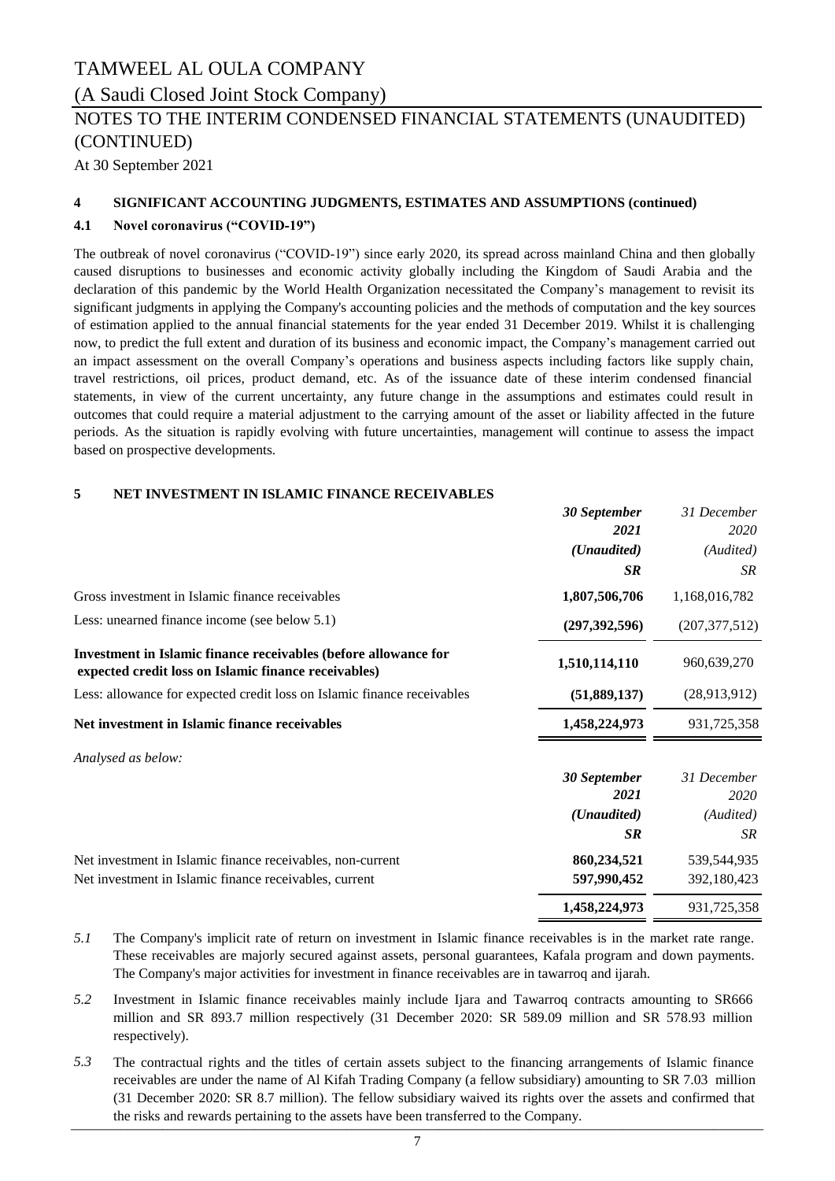# TAMWEEL AL OULA COMPANY

(A Saudi Closed Joint Stock Company)

NOTES TO THE INTERIM CONDENSED FINANCIAL STATEMENTS (UNAUDITED) (CONTINUED)

At 30 September 2021

## 4 SIGNIFICANT ACCOUNTING JUDGMENTS, ESTIMATES AND ASSUMPTIONS (continued)

### 4.1 Novel coronavirus ("COVID-19")

The outbreak of novel coronavirus ("COVID-19") since early 2020, its spread across mainland China and then globally caused disruptions to businesses and economic activity globally including the Kingdom of Saudi Arabia and the declaration of this pandemic by the World Health Organization necessitated the Company's management to revisit its significant judgments in applying the Company's accounting policies and the methods of computation and the key sources of estimation applied to the annual financial statements for the year ended 31 December 2019. Whilst it is challenging now, to predict the full extent and duration of its business and economic impact, the Company's management carried out an impact assessment on the overall Company's operations and business aspects including factors like supply chain, travel restrictions, oil prices, product demand, etc. As of the issuance date of these interim condensed financial statements, in view of the current uncertainty, any future change in the assumptions and estimates could result in outcomes that could require a material adjustment to the carrying amount of the asset or liability affected in the future periods. As the situation is rapidly evolving with future uncertainties, management will continue to assess the impact based on prospective developments.

## 5 NET INVESTMENT IN ISLAMIC FINANCE RECEIVABLES

| | ***30 September 2021 (Unaudited) SR*** | *31 December 2020 (Audited) SR* |
|---|---|---|
| Gross investment in Islamic finance receivables | **1,807,506,706** | 1,168,016,782 |
| Less: unearned finance income (see below 5.1) | **(297,392,596)** | (207,377,512) |
| **Investment in Islamic finance receivables (before allowance for expected credit loss on Islamic finance receivables)** | **1,510,114,110** | 960,639,270 |
| Less: allowance for expected credit loss on Islamic finance receivables | **(51,889,137)** | (28,913,912) |
| **Net investment in Islamic finance receivables** | **1,458,224,973** | 931,725,358 |

*Analysed as below:*

| | ***30 September 2021 (Unaudited) SR*** | *31 December 2020 (Audited) SR* |
|---|---|---|
| Net investment in Islamic finance receivables, non-current | **860,234,521** | 539,544,935 |
| Net investment in Islamic finance receivables, current | **597,990,452** | 392,180,423 |
| | **1,458,224,973** | 931,725,358 |

*5.1* The Company's implicit rate of return on investment in Islamic finance receivables is in the market rate range. These receivables are majorly secured against assets, personal guarantees, Kafala program and down payments. The Company's major activities for investment in finance receivables are in tawarroq and ijarah.

*5.2* Investment in Islamic finance receivables mainly include Ijara and Tawarroq contracts amounting to SR666 million and SR 893.7 million respectively (31 December 2020: SR 589.09 million and SR 578.93 million respectively).

*5.3* The contractual rights and the titles of certain assets subject to the financing arrangements of Islamic finance receivables are under the name of Al Kifah Trading Company (a fellow subsidiary) amounting to SR 7.03 million (31 December 2020: SR 8.7 million). The fellow subsidiary waived its rights over the assets and confirmed that the risks and rewards pertaining to the assets have been transferred to the Company.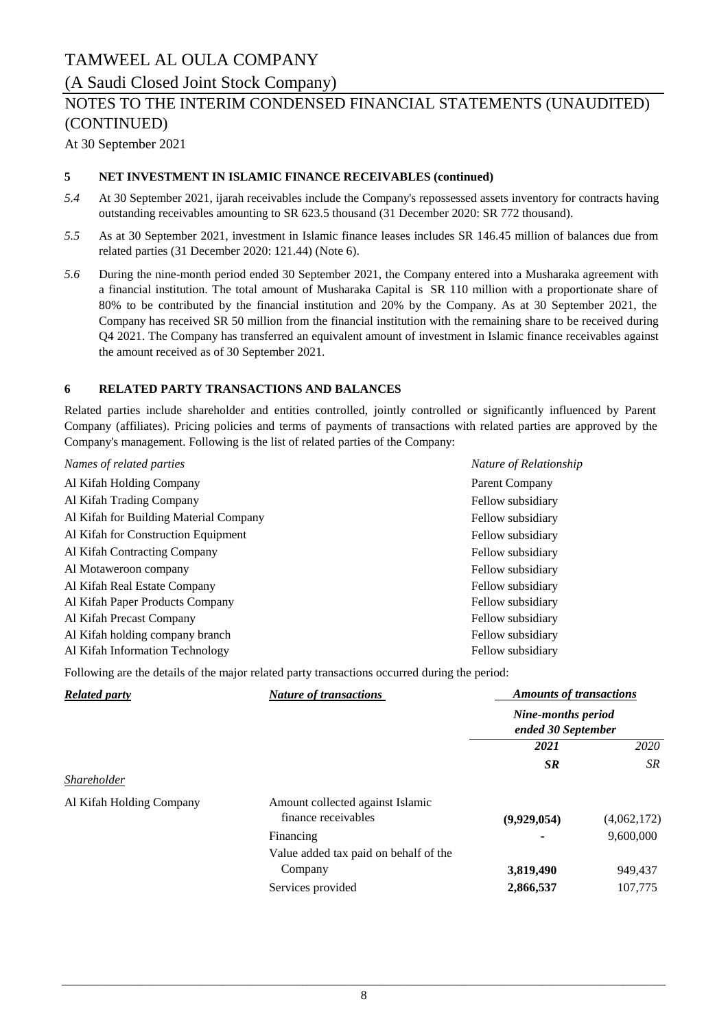# TAMWEEL AL OULA COMPANY

(A Saudi Closed Joint Stock Company)

NOTES TO THE INTERIM CONDENSED FINANCIAL STATEMENTS (UNAUDITED) (CONTINUED)

At 30 September 2021

## 5 NET INVESTMENT IN ISLAMIC FINANCE RECEIVABLES (continued)

*5.4* At 30 September 2021, ijarah receivables include the Company's repossessed assets inventory for contracts having outstanding receivables amounting to SR 623.5 thousand (31 December 2020: SR 772 thousand).

*5.5* As at 30 September 2021, investment in Islamic finance leases includes SR 146.45 million of balances due from related parties (31 December 2020: 121.44) (Note 6).

*5.6* During the nine-month period ended 30 September 2021, the Company entered into a Musharaka agreement with a financial institution. The total amount of Musharaka Capital is SR 110 million with a proportionate share of 80% to be contributed by the financial institution and 20% by the Company. As at 30 September 2021, the Company has received SR 50 million from the financial institution with the remaining share to be received during Q4 2021. The Company has transferred an equivalent amount of investment in Islamic finance receivables against the amount received as of 30 September 2021.

## 6 RELATED PARTY TRANSACTIONS AND BALANCES

Related parties include shareholder and entities controlled, jointly controlled or significantly influenced by Parent Company (affiliates). Pricing policies and terms of payments of transactions with related parties are approved by the Company's management. Following is the list of related parties of the Company:

| *Names of related parties* | *Nature of Relationship* |
|---|---|
| Al Kifah Holding Company | Parent Company |
| Al Kifah Trading Company | Fellow subsidiary |
| Al Kifah for Building Material Company | Fellow subsidiary |
| Al Kifah for Construction Equipment | Fellow subsidiary |
| Al Kifah Contracting Company | Fellow subsidiary |
| Al Motaweroon company | Fellow subsidiary |
| Al Kifah Real Estate Company | Fellow subsidiary |
| Al Kifah Paper Products Company | Fellow subsidiary |
| Al Kifah Precast Company | Fellow subsidiary |
| Al Kifah holding company branch | Fellow subsidiary |
| Al Kifah Information Technology | Fellow subsidiary |

Following are the details of the major related party transactions occurred during the period:

| ***Related party*** | ***Nature of transactions*** | ***Amounts of transactions*** | |
|---|---|---|---|
| | | ***Nine-months period ended 30 September*** | |
| | | ***2021*** | *2020* |
| | | ***SR*** | *SR* |
| *Shareholder* | | | |
| Al Kifah Holding Company | Amount collected against Islamic finance receivables | **(9,929,054)** | (4,062,172) |
| | Financing | **-** | 9,600,000 |
| | Value added tax paid on behalf of the Company | **3,819,490** | 949,437 |
| | Services provided | **2,866,537** | 107,775 |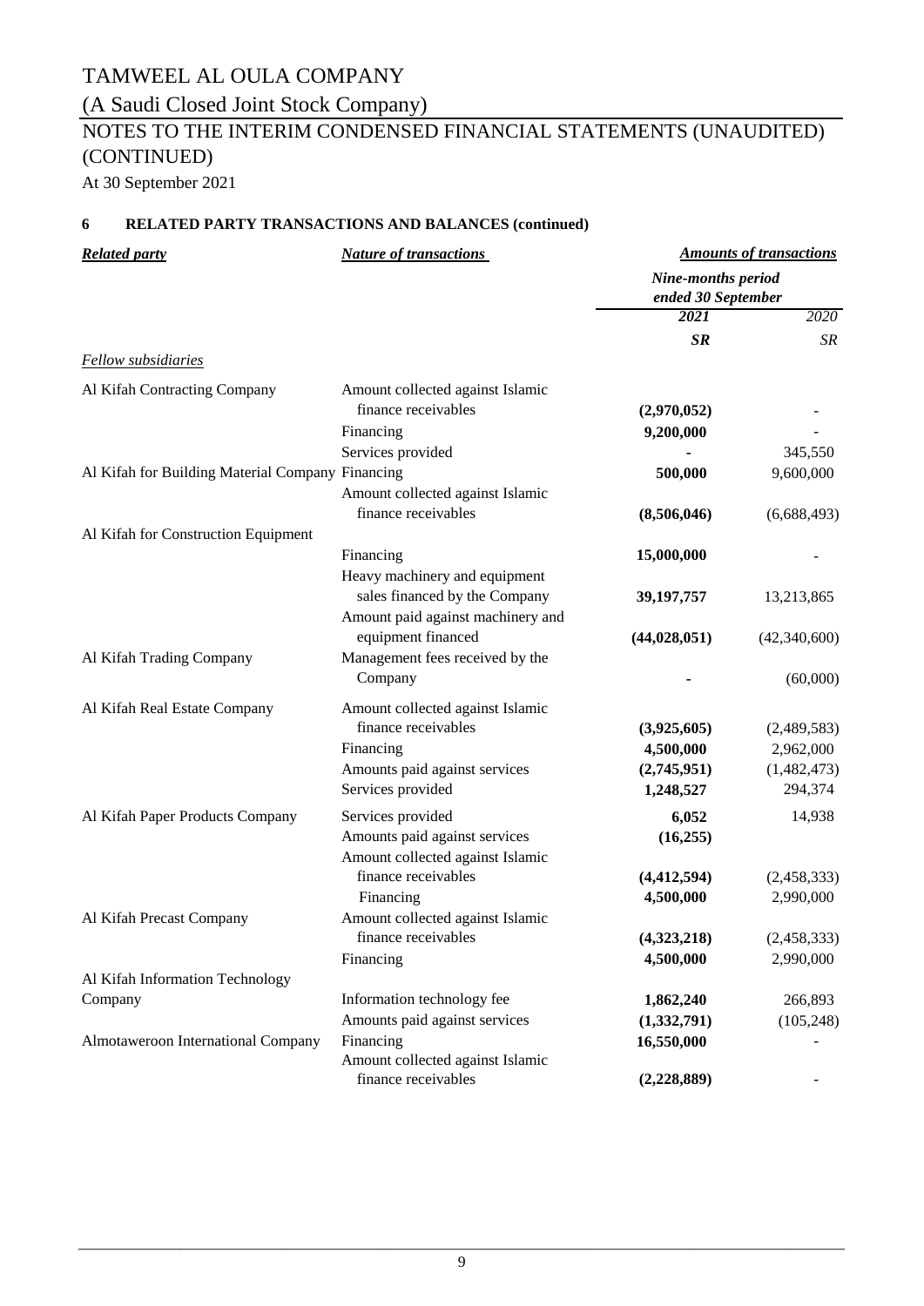# TAMWEEL AL OULA COMPANY

(A Saudi Closed Joint Stock Company)

## NOTES TO THE INTERIM CONDENSED FINANCIAL STATEMENTS (UNAUDITED) (CONTINUED)

At 30 September 2021

### 6 RELATED PARTY TRANSACTIONS AND BALANCES (continued)

| ***Related party*** | ***Nature of transactions*** | ***Amounts of transactions*** | |
|---|---|---|---|
| | | ***Nine-months period ended 30 September*** | |
| | | ***2021*** | *2020* |
| | | ***SR*** | *SR* |
| *Fellow subsidiaries* | | | |
| Al Kifah Contracting Company | Amount collected against Islamic finance receivables | **(2,970,052)** | - |
| | Financing | **9,200,000** | - |
| | Services provided | **-** | 345,550 |
| Al Kifah for Building Material Company | Financing | **500,000** | 9,600,000 |
| | Amount collected against Islamic finance receivables | **(8,506,046)** | (6,688,493) |
| Al Kifah for Construction Equipment | | | |
| | Financing | **15,000,000** | - |
| | Heavy machinery and equipment sales financed by the Company | **39,197,757** | 13,213,865 |
| | Amount paid against machinery and equipment financed | **(44,028,051)** | (42,340,600) |
| Al Kifah Trading Company | Management fees received by the Company | **-** | (60,000) |
| Al Kifah Real Estate Company | Amount collected against Islamic finance receivables | **(3,925,605)** | (2,489,583) |
| | Financing | **4,500,000** | 2,962,000 |
| | Amounts paid against services | **(2,745,951)** | (1,482,473) |
| | Services provided | **1,248,527** | 294,374 |
| Al Kifah Paper Products Company | Services provided | **6,052** | 14,938 |
| | Amounts paid against services | **(16,255)** | |
| | Amount collected against Islamic finance receivables | **(4,412,594)** | (2,458,333) |
| | Financing | **4,500,000** | 2,990,000 |
| Al Kifah Precast Company | Amount collected against Islamic finance receivables | **(4,323,218)** | (2,458,333) |
| | Financing | **4,500,000** | 2,990,000 |
| Al Kifah Information Technology Company | Information technology fee | **1,862,240** | 266,893 |
| | Amounts paid against services | **(1,332,791)** | (105,248) |
| Almotaweroon International Company | Financing | **16,550,000** | - |
| | Amount collected against Islamic finance receivables | **(2,228,889)** | - |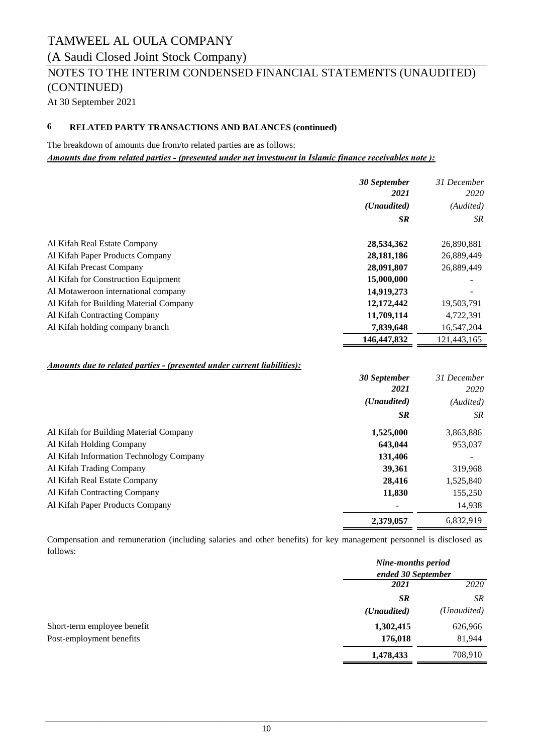## 6 RELATED PARTY TRANSACTIONS AND BALANCES (continued)

The breakdown of amounts due from/to related parties are as follows:

***Amounts due from related parties - (presented under net investment in Islamic finance receivables note ):***

| | 30 September 2021 (Unaudited) SR | 31 December 2020 (Audited) SR |
|---|---|---|
| Al Kifah Real Estate Company | **28,534,362** | 26,890,881 |
| Al Kifah Paper Products Company | **28,181,186** | 26,889,449 |
| Al Kifah Precast Company | **28,091,807** | 26,889,449 |
| Al Kifah for Construction Equipment | **15,000,000** | - |
| Al Motaweroon international company | **14,919,273** | - |
| Al Kifah for Building Material Company | **12,172,442** | 19,503,791 |
| Al Kifah Contracting Company | **11,709,114** | 4,722,391 |
| Al Kifah holding company branch | **7,839,648** | 16,547,204 |
| | **146,447,832** | 121,443,165 |

***Amounts due to related parties - (presented under current liabilities):***

| | 30 September 2021 (Unaudited) SR | 31 December 2020 (Audited) SR |
|---|---|---|
| Al Kifah for Building Material Company | **1,525,000** | 3,863,886 |
| Al Kifah Holding Company | **643,044** | 953,037 |
| Al Kifah Information Technology Company | **131,406** | - |
| Al Kifah Trading Company | **39,361** | 319,968 |
| Al Kifah Real Estate Company | **28,416** | 1,525,840 |
| Al Kifah Contracting Company | **11,830** | 155,250 |
| Al Kifah Paper Products Company | **-** | 14,938 |
| | **2,379,057** | 6,832,919 |

Compensation and remuneration (including salaries and other benefits) for key management personnel is disclosed as follows:

| | Nine-months period ended 30 September 2021 SR (Unaudited) | 2020 SR (Unaudited) |
|---|---|---|
| Short-term employee benefit | **1,302,415** | 626,966 |
| Post-employment benefits | **176,018** | 81,944 |
| | **1,478,433** | 708,910 |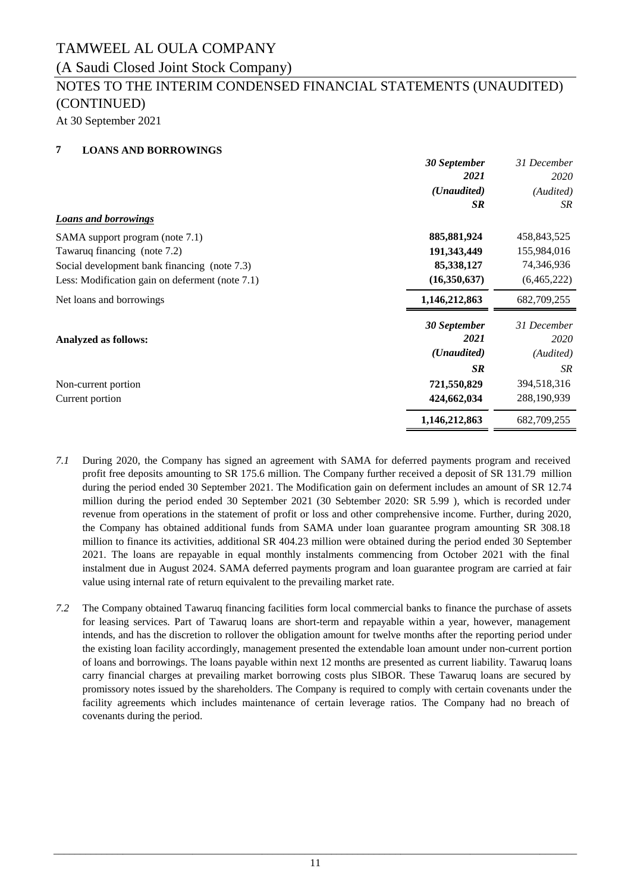TAMWEEL AL OULA COMPANY

(A Saudi Closed Joint Stock Company)

NOTES TO THE INTERIM CONDENSED FINANCIAL STATEMENTS (UNAUDITED) (CONTINUED)

At 30 September 2021

## 7 LOANS AND BORROWINGS

| | 30 September 2021 (Unaudited) SR | 31 December 2020 (Audited) SR |
|---|---|---|
| ***Loans and borrowings*** | | |
| SAMA support program (note 7.1) | **885,881,924** | 458,843,525 |
| Tawaruq financing (note 7.2) | **191,343,449** | 155,984,016 |
| Social development bank financing (note 7.3) | **85,338,127** | 74,346,936 |
| Less: Modification gain on deferment (note 7.1) | **(16,350,637)** | (6,465,222) |
| Net loans and borrowings | **1,146,212,863** | 682,709,255 |

| **Analyzed as follows:** | 30 September 2021 (Unaudited) SR | 31 December 2020 (Audited) SR |
|---|---|---|
| Non-current portion | **721,550,829** | 394,518,316 |
| Current portion | **424,662,034** | 288,190,939 |
| | **1,146,212,863** | 682,709,255 |

*7.1* During 2020, the Company has signed an agreement with SAMA for deferred payments program and received profit free deposits amounting to SR 175.6 million. The Company further received a deposit of SR 131.79 million during the period ended 30 September 2021. The Modification gain on deferment includes an amount of SR 12.74 million during the period ended 30 September 2021 (30 Sebtember 2020: SR 5.99 ), which is recorded under revenue from operations in the statement of profit or loss and other comprehensive income. Further, during 2020, the Company has obtained additional funds from SAMA under loan guarantee program amounting SR 308.18 million to finance its activities, additional SR 404.23 million were obtained during the period ended 30 September 2021. The loans are repayable in equal monthly instalments commencing from October 2021 with the final instalment due in August 2024. SAMA deferred payments program and loan guarantee program are carried at fair value using internal rate of return equivalent to the prevailing market rate.

*7.2* The Company obtained Tawaruq financing facilities form local commercial banks to finance the purchase of assets for leasing services. Part of Tawaruq loans are short-term and repayable within a year, however, management intends, and has the discretion to rollover the obligation amount for twelve months after the reporting period under the existing loan facility accordingly, management presented the extendable loan amount under non-current portion of loans and borrowings. The loans payable within next 12 months are presented as current liability. Tawaruq loans carry financial charges at prevailing market borrowing costs plus SIBOR. These Tawaruq loans are secured by promissory notes issued by the shareholders. The Company is required to comply with certain covenants under the facility agreements which includes maintenance of certain leverage ratios. The Company had no breach of covenants during the period.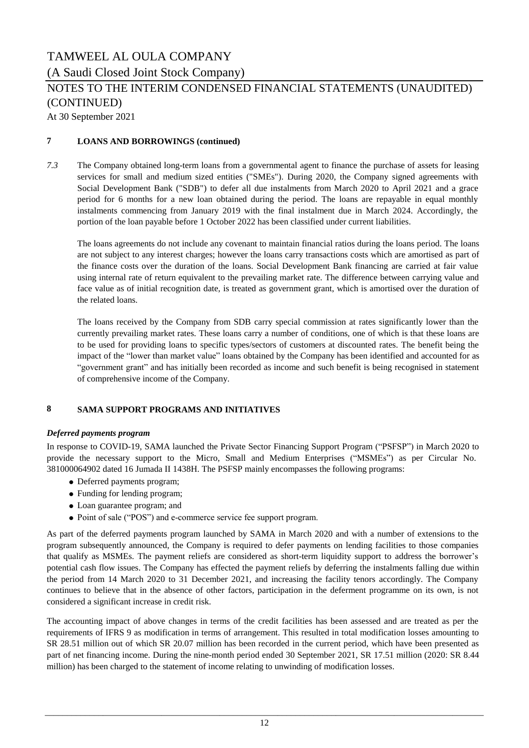## 7 LOANS AND BORROWINGS (continued)

*7.3* The Company obtained long-term loans from a governmental agent to finance the purchase of assets for leasing services for small and medium sized entities ("SMEs"). During 2020, the Company signed agreements with Social Development Bank ("SDB") to defer all due instalments from March 2020 to April 2021 and a grace period for 6 months for a new loan obtained during the period. The loans are repayable in equal monthly instalments commencing from January 2019 with the final instalment due in March 2024. Accordingly, the portion of the loan payable before 1 October 2022 has been classified under current liabilities.

The loans agreements do not include any covenant to maintain financial ratios during the loans period. The loans are not subject to any interest charges; however the loans carry transactions costs which are amortised as part of the finance costs over the duration of the loans. Social Development Bank financing are carried at fair value using internal rate of return equivalent to the prevailing market rate. The difference between carrying value and face value as of initial recognition date, is treated as government grant, which is amortised over the duration of the related loans.

The loans received by the Company from SDB carry special commission at rates significantly lower than the currently prevailing market rates. These loans carry a number of conditions, one of which is that these loans are to be used for providing loans to specific types/sectors of customers at discounted rates. The benefit being the impact of the "lower than market value" loans obtained by the Company has been identified and accounted for as "government grant" and has initially been recorded as income and such benefit is being recognised in statement of comprehensive income of the Company.

## 8 SAMA SUPPORT PROGRAMS AND INITIATIVES

***Deferred payments program***

In response to COVID-19, SAMA launched the Private Sector Financing Support Program ("PSFSP") in March 2020 to provide the necessary support to the Micro, Small and Medium Enterprises ("MSMEs") as per Circular No. 381000064902 dated 16 Jumada II 1438H. The PSFSP mainly encompasses the following programs:

- Deferred payments program;
- Funding for lending program;
- Loan guarantee program; and
- Point of sale ("POS") and e-commerce service fee support program.

As part of the deferred payments program launched by SAMA in March 2020 and with a number of extensions to the program subsequently announced, the Company is required to defer payments on lending facilities to those companies that qualify as MSMEs. The payment reliefs are considered as short-term liquidity support to address the borrower's potential cash flow issues. The Company has effected the payment reliefs by deferring the instalments falling due within the period from 14 March 2020 to 31 December 2021, and increasing the facility tenors accordingly. The Company continues to believe that in the absence of other factors, participation in the deferment programme on its own, is not considered a significant increase in credit risk.

The accounting impact of above changes in terms of the credit facilities has been assessed and are treated as per the requirements of IFRS 9 as modification in terms of arrangement. This resulted in total modification losses amounting to SR 28.51 million out of which SR 20.07 million has been recorded in the current period, which have been presented as part of net financing income. During the nine-month period ended 30 September 2021, SR 17.51 million (2020: SR 8.44 million) has been charged to the statement of income relating to unwinding of modification losses.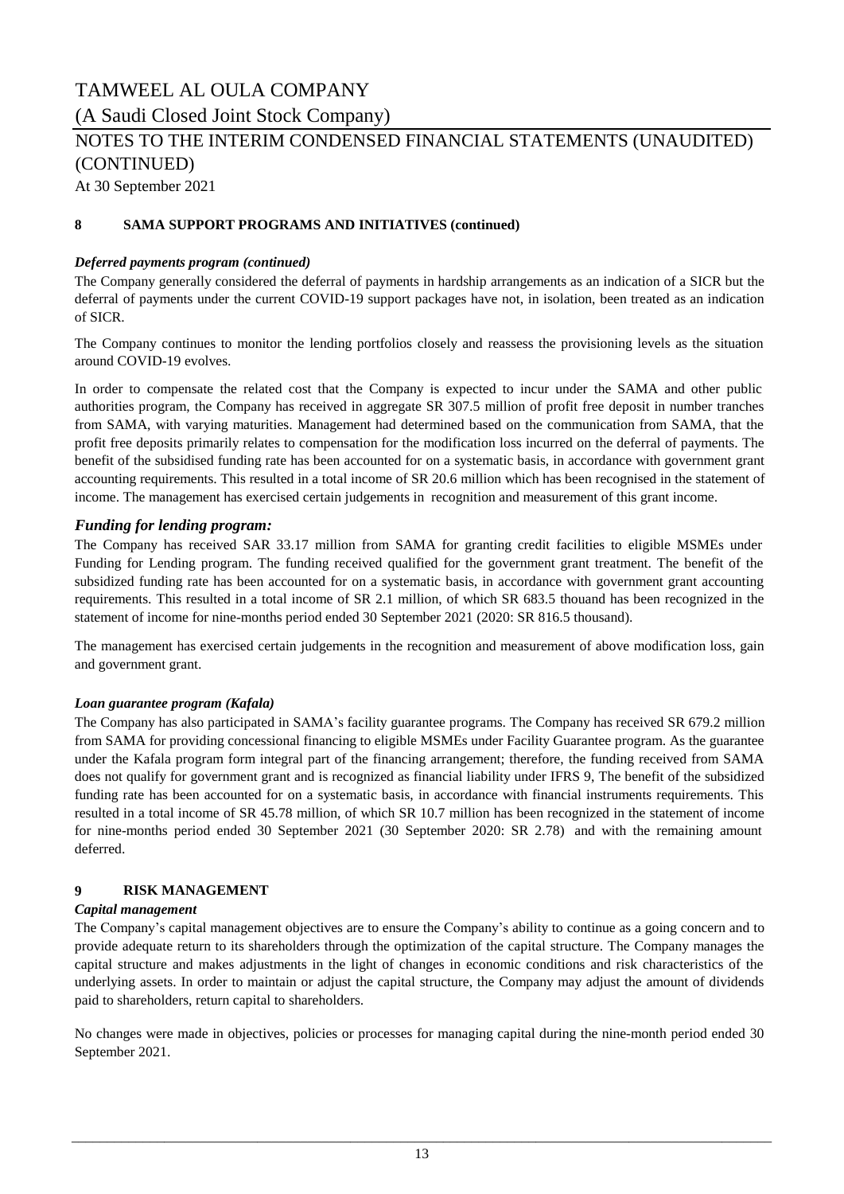# TAMWEEL AL OULA COMPANY

(A Saudi Closed Joint Stock Company)

NOTES TO THE INTERIM CONDENSED FINANCIAL STATEMENTS (UNAUDITED) (CONTINUED)

At 30 September 2021

## 8 SAMA SUPPORT PROGRAMS AND INITIATIVES (continued)

***Deferred payments program (continued)***

The Company generally considered the deferral of payments in hardship arrangements as an indication of a SICR but the deferral of payments under the current COVID-19 support packages have not, in isolation, been treated as an indication of SICR.

The Company continues to monitor the lending portfolios closely and reassess the provisioning levels as the situation around COVID-19 evolves.

In order to compensate the related cost that the Company is expected to incur under the SAMA and other public authorities program, the Company has received in aggregate SR 307.5 million of profit free deposit in number tranches from SAMA, with varying maturities. Management had determined based on the communication from SAMA, that the profit free deposits primarily relates to compensation for the modification loss incurred on the deferral of payments. The benefit of the subsidised funding rate has been accounted for on a systematic basis, in accordance with government grant accounting requirements. This resulted in a total income of SR 20.6 million which has been recognised in the statement of income. The management has exercised certain judgements in recognition and measurement of this grant income.

### *Funding for lending program:*

The Company has received SAR 33.17 million from SAMA for granting credit facilities to eligible MSMEs under Funding for Lending program. The funding received qualified for the government grant treatment. The benefit of the subsidized funding rate has been accounted for on a systematic basis, in accordance with government grant accounting requirements. This resulted in a total income of SR 2.1 million, of which SR 683.5 thouand has been recognized in the statement of income for nine-months period ended 30 September 2021 (2020: SR 816.5 thousand).

The management has exercised certain judgements in the recognition and measurement of above modification loss, gain and government grant.

***Loan guarantee program (Kafala)***

The Company has also participated in SAMA's facility guarantee programs. The Company has received SR 679.2 million from SAMA for providing concessional financing to eligible MSMEs under Facility Guarantee program. As the guarantee under the Kafala program form integral part of the financing arrangement; therefore, the funding received from SAMA does not qualify for government grant and is recognized as financial liability under IFRS 9, The benefit of the subsidized funding rate has been accounted for on a systematic basis, in accordance with financial instruments requirements. This resulted in a total income of SR 45.78 million, of which SR 10.7 million has been recognized in the statement of income for nine-months period ended 30 September 2021 (30 September 2020: SR 2.78) and with the remaining amount deferred.

## 9 RISK MANAGEMENT

***Capital management***

The Company's capital management objectives are to ensure the Company's ability to continue as a going concern and to provide adequate return to its shareholders through the optimization of the capital structure. The Company manages the capital structure and makes adjustments in the light of changes in economic conditions and risk characteristics of the underlying assets. In order to maintain or adjust the capital structure, the Company may adjust the amount of dividends paid to shareholders, return capital to shareholders.

No changes were made in objectives, policies or processes for managing capital during the nine-month period ended 30 September 2021.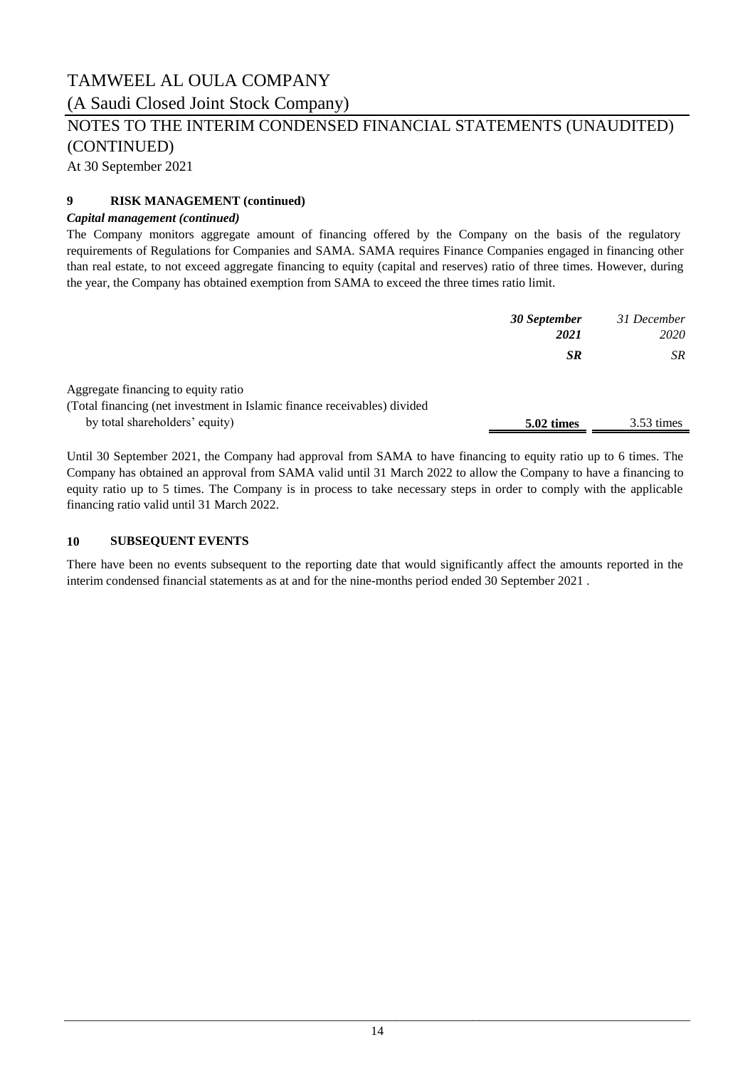# TAMWEEL AL OULA COMPANY

(A Saudi Closed Joint Stock Company)

## NOTES TO THE INTERIM CONDENSED FINANCIAL STATEMENTS (UNAUDITED) (CONTINUED)

At 30 September 2021

### 9 RISK MANAGEMENT (continued)

***Capital management (continued)***

The Company monitors aggregate amount of financing offered by the Company on the basis of the regulatory requirements of Regulations for Companies and SAMA. SAMA requires Finance Companies engaged in financing other than real estate, to not exceed aggregate financing to equity (capital and reserves) ratio of three times. However, during the year, the Company has obtained exemption from SAMA to exceed the three times ratio limit.

| | ***30 September 2021*** | *31 December 2020* |
|---|---|---|
| | ***SR*** | *SR* |
| Aggregate financing to equity ratio (Total financing (net investment in Islamic finance receivables) divided by total shareholders' equity) | **5.02 times** | 3.53 times |

Until 30 September 2021, the Company had approval from SAMA to have financing to equity ratio up to 6 times. The Company has obtained an approval from SAMA valid until 31 March 2022 to allow the Company to have a financing to equity ratio up to 5 times. The Company is in process to take necessary steps in order to comply with the applicable financing ratio valid until 31 March 2022.

### 10 SUBSEQUENT EVENTS

There have been no events subsequent to the reporting date that would significantly affect the amounts reported in the interim condensed financial statements as at and for the nine-months period ended 30 September 2021 .